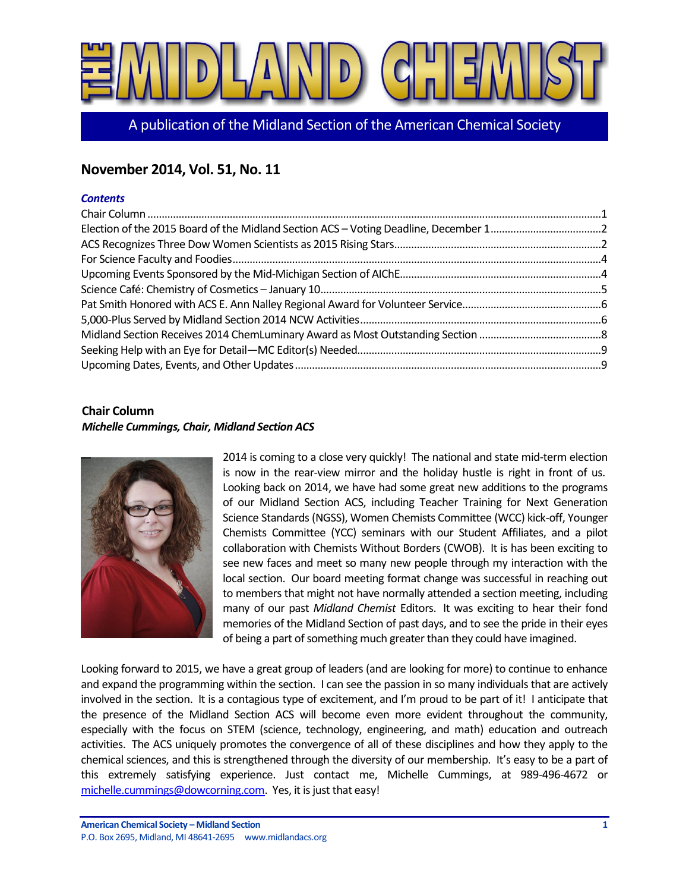# THE MIDLAND CHEMIST

A publication of the Midland Section of the American Chemical Society

## November 2014, Vol. 51, No. 11

***Contents***

- Chair Column ....1
- Election of the 2015 Board of the Midland Section ACS – Voting Deadline, December 1 ....2
- ACS Recognizes Three Dow Women Scientists as 2015 Rising Stars ....2
- For Science Faculty and Foodies ....4
- Upcoming Events Sponsored by the Mid-Michigan Section of AIChE ....4
- Science Café: Chemistry of Cosmetics – January 10 ....5
- Pat Smith Honored with ACS E. Ann Nalley Regional Award for Volunteer Service ....6
- 5,000-Plus Served by Midland Section 2014 NCW Activities ....6
- Midland Section Receives 2014 ChemLuminary Award as Most Outstanding Section ....8
- Seeking Help with an Eye for Detail—MC Editor(s) Needed ....9
- Upcoming Dates, Events, and Other Updates ....9

### Chair Column

***Michelle Cummings, Chair, Midland Section ACS***

2014 is coming to a close very quickly! The national and state mid-term election is now in the rear-view mirror and the holiday hustle is right in front of us. Looking back on 2014, we have had some great new additions to the programs of our Midland Section ACS, including Teacher Training for Next Generation Science Standards (NGSS), Women Chemists Committee (WCC) kick-off, Younger Chemists Committee (YCC) seminars with our Student Affiliates, and a pilot collaboration with Chemists Without Borders (CWOB). It is has been exciting to see new faces and meet so many new people through my interaction with the local section. Our board meeting format change was successful in reaching out to members that might not have normally attended a section meeting, including many of our past *Midland Chemist* Editors. It was exciting to hear their fond memories of the Midland Section of past days, and to see the pride in their eyes of being a part of something much greater than they could have imagined.

Looking forward to 2015, we have a great group of leaders (and are looking for more) to continue to enhance and expand the programming within the section. I can see the passion in so many individuals that are actively involved in the section. It is a contagious type of excitement, and I'm proud to be part of it! I anticipate that the presence of the Midland Section ACS will become even more evident throughout the community, especially with the focus on STEM (science, technology, engineering, and math) education and outreach activities. The ACS uniquely promotes the convergence of all of these disciplines and how they apply to the chemical sciences, and this is strengthened through the diversity of our membership. It's easy to be a part of this extremely satisfying experience. Just contact me, Michelle Cummings, at 989-496-4672 or michelle.cummings@dowcorning.com. Yes, it is just that easy!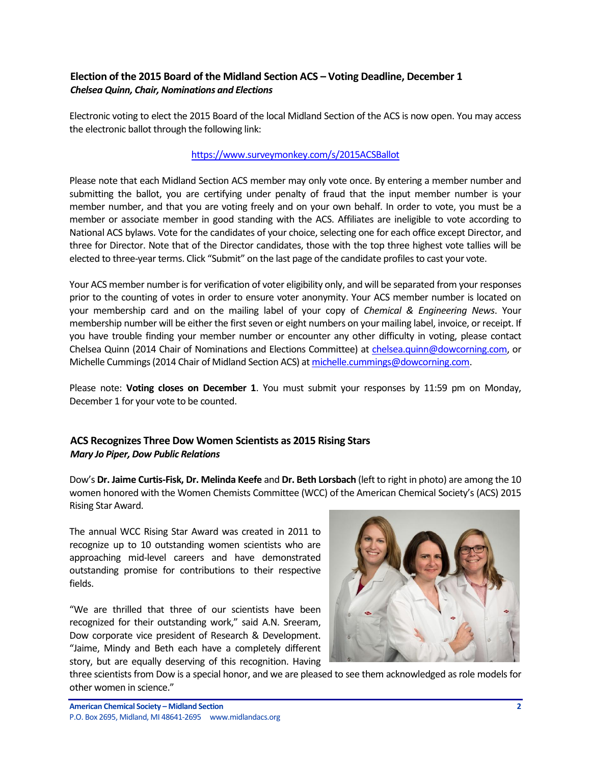## Election of the 2015 Board of the Midland Section ACS – Voting Deadline, December 1

***Chelsea Quinn, Chair, Nominations and Elections***

Electronic voting to elect the 2015 Board of the local Midland Section of the ACS is now open. You may access the electronic ballot through the following link:

https://www.surveymonkey.com/s/2015ACSBallot

Please note that each Midland Section ACS member may only vote once. By entering a member number and submitting the ballot, you are certifying under penalty of fraud that the input member number is your member number, and that you are voting freely and on your own behalf. In order to vote, you must be a member or associate member in good standing with the ACS. Affiliates are ineligible to vote according to National ACS bylaws. Vote for the candidates of your choice, selecting one for each office except Director, and three for Director. Note that of the Director candidates, those with the top three highest vote tallies will be elected to three-year terms. Click "Submit" on the last page of the candidate profiles to cast your vote.

Your ACS member number is for verification of voter eligibility only, and will be separated from your responses prior to the counting of votes in order to ensure voter anonymity. Your ACS member number is located on your membership card and on the mailing label of your copy of *Chemical & Engineering News*. Your membership number will be either the first seven or eight numbers on your mailing label, invoice, or receipt. If you have trouble finding your member number or encounter any other difficulty in voting, please contact Chelsea Quinn (2014 Chair of Nominations and Elections Committee) at chelsea.quinn@dowcorning.com, or Michelle Cummings (2014 Chair of Midland Section ACS) at michelle.cummings@dowcorning.com.

Please note: **Voting closes on December 1**. You must submit your responses by 11:59 pm on Monday, December 1 for your vote to be counted.

## ACS Recognizes Three Dow Women Scientists as 2015 Rising Stars

***Mary Jo Piper, Dow Public Relations***

Dow's **Dr. Jaime Curtis-Fisk, Dr. Melinda Keefe** and **Dr. Beth Lorsbach** (left to right in photo) are among the 10 women honored with the Women Chemists Committee (WCC) of the American Chemical Society's (ACS) 2015 Rising Star Award.

The annual WCC Rising Star Award was created in 2011 to recognize up to 10 outstanding women scientists who are approaching mid-level careers and have demonstrated outstanding promise for contributions to their respective fields.

"We are thrilled that three of our scientists have been recognized for their outstanding work," said A.N. Sreeram, Dow corporate vice president of Research & Development. "Jaime, Mindy and Beth each have a completely different story, but are equally deserving of this recognition. Having three scientists from Dow is a special honor, and we are pleased to see them acknowledged as role models for other women in science."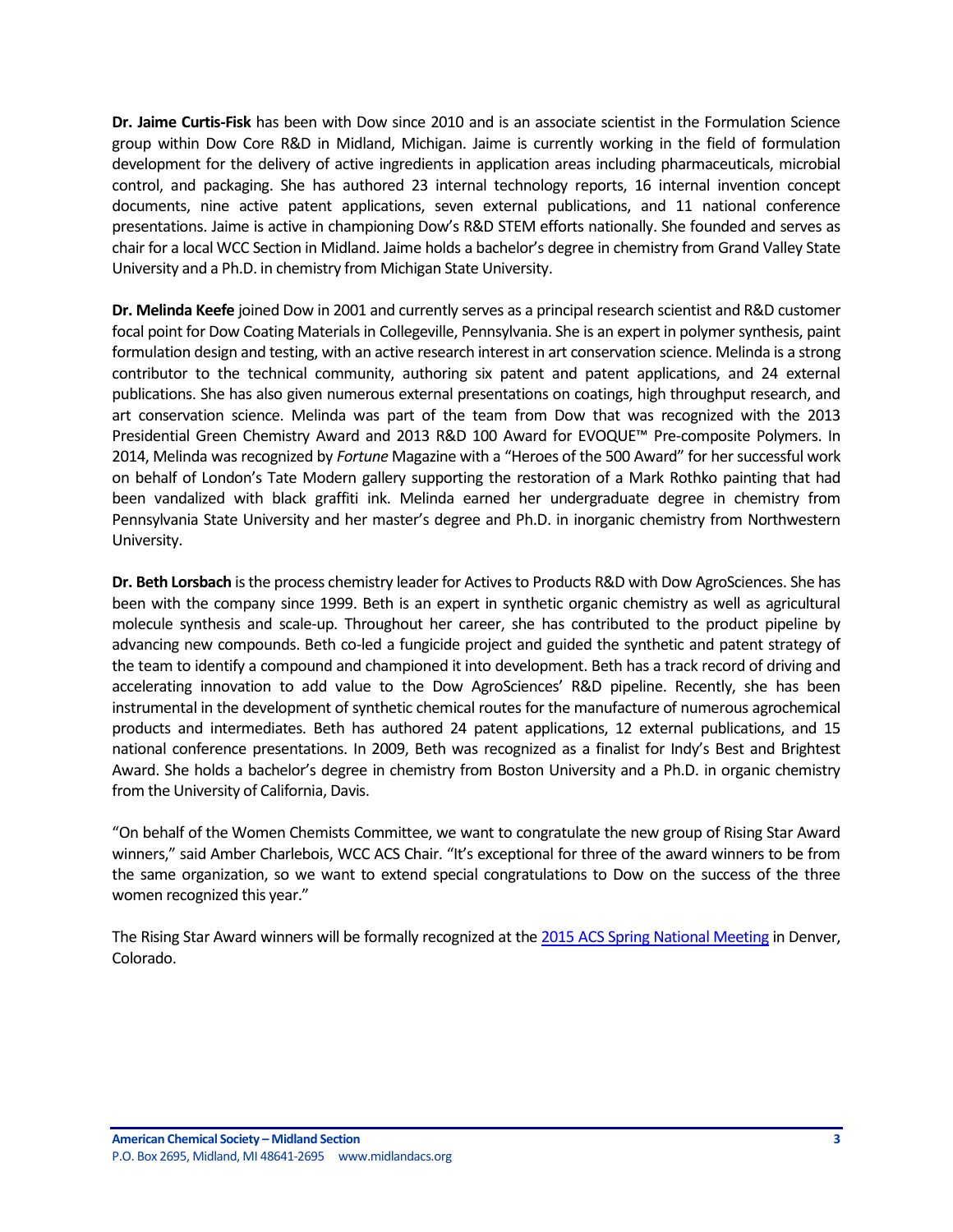**Dr. Jaime Curtis-Fisk** has been with Dow since 2010 and is an associate scientist in the Formulation Science group within Dow Core R&D in Midland, Michigan. Jaime is currently working in the field of formulation development for the delivery of active ingredients in application areas including pharmaceuticals, microbial control, and packaging. She has authored 23 internal technology reports, 16 internal invention concept documents, nine active patent applications, seven external publications, and 11 national conference presentations. Jaime is active in championing Dow's R&D STEM efforts nationally. She founded and serves as chair for a local WCC Section in Midland. Jaime holds a bachelor's degree in chemistry from Grand Valley State University and a Ph.D. in chemistry from Michigan State University.

**Dr. Melinda Keefe** joined Dow in 2001 and currently serves as a principal research scientist and R&D customer focal point for Dow Coating Materials in Collegeville, Pennsylvania. She is an expert in polymer synthesis, paint formulation design and testing, with an active research interest in art conservation science. Melinda is a strong contributor to the technical community, authoring six patent and patent applications, and 24 external publications. She has also given numerous external presentations on coatings, high throughput research, and art conservation science. Melinda was part of the team from Dow that was recognized with the 2013 Presidential Green Chemistry Award and 2013 R&D 100 Award for EVOQUE™ Pre-composite Polymers. In 2014, Melinda was recognized by *Fortune* Magazine with a "Heroes of the 500 Award" for her successful work on behalf of London's Tate Modern gallery supporting the restoration of a Mark Rothko painting that had been vandalized with black graffiti ink. Melinda earned her undergraduate degree in chemistry from Pennsylvania State University and her master's degree and Ph.D. in inorganic chemistry from Northwestern University.

**Dr. Beth Lorsbach** is the process chemistry leader for Actives to Products R&D with Dow AgroSciences. She has been with the company since 1999. Beth is an expert in synthetic organic chemistry as well as agricultural molecule synthesis and scale-up. Throughout her career, she has contributed to the product pipeline by advancing new compounds. Beth co-led a fungicide project and guided the synthetic and patent strategy of the team to identify a compound and championed it into development. Beth has a track record of driving and accelerating innovation to add value to the Dow AgroSciences' R&D pipeline. Recently, she has been instrumental in the development of synthetic chemical routes for the manufacture of numerous agrochemical products and intermediates. Beth has authored 24 patent applications, 12 external publications, and 15 national conference presentations. In 2009, Beth was recognized as a finalist for Indy's Best and Brightest Award. She holds a bachelor's degree in chemistry from Boston University and a Ph.D. in organic chemistry from the University of California, Davis.

"On behalf of the Women Chemists Committee, we want to congratulate the new group of Rising Star Award winners," said Amber Charlebois, WCC ACS Chair. "It's exceptional for three of the award winners to be from the same organization, so we want to extend special congratulations to Dow on the success of the three women recognized this year."

The Rising Star Award winners will be formally recognized at the 2015 ACS Spring National Meeting in Denver, Colorado.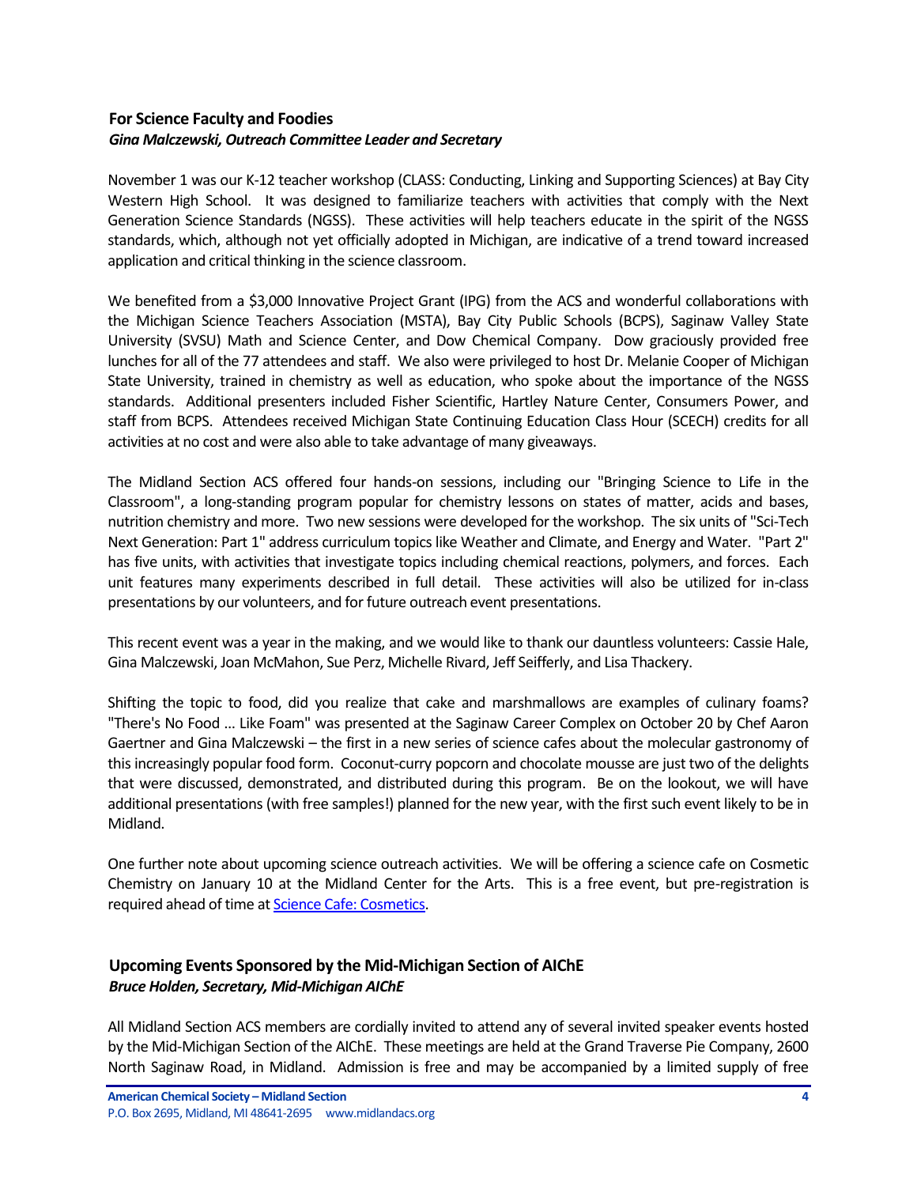### For Science Faculty and Foodies

***Gina Malczewski, Outreach Committee Leader and Secretary***

November 1 was our K-12 teacher workshop (CLASS: Conducting, Linking and Supporting Sciences) at Bay City Western High School. It was designed to familiarize teachers with activities that comply with the Next Generation Science Standards (NGSS). These activities will help teachers educate in the spirit of the NGSS standards, which, although not yet officially adopted in Michigan, are indicative of a trend toward increased application and critical thinking in the science classroom.

We benefited from a $3,000 Innovative Project Grant (IPG) from the ACS and wonderful collaborations with the Michigan Science Teachers Association (MSTA), Bay City Public Schools (BCPS), Saginaw Valley State University (SVSU) Math and Science Center, and Dow Chemical Company. Dow graciously provided free lunches for all of the 77 attendees and staff. We also were privileged to host Dr. Melanie Cooper of Michigan State University, trained in chemistry as well as education, who spoke about the importance of the NGSS standards. Additional presenters included Fisher Scientific, Hartley Nature Center, Consumers Power, and staff from BCPS. Attendees received Michigan State Continuing Education Class Hour (SCECH) credits for all activities at no cost and were also able to take advantage of many giveaways.

The Midland Section ACS offered four hands-on sessions, including our "Bringing Science to Life in the Classroom", a long-standing program popular for chemistry lessons on states of matter, acids and bases, nutrition chemistry and more. Two new sessions were developed for the workshop. The six units of "Sci-Tech Next Generation: Part 1" address curriculum topics like Weather and Climate, and Energy and Water. "Part 2" has five units, with activities that investigate topics including chemical reactions, polymers, and forces. Each unit features many experiments described in full detail. These activities will also be utilized for in-class presentations by our volunteers, and for future outreach event presentations.

This recent event was a year in the making, and we would like to thank our dauntless volunteers: Cassie Hale, Gina Malczewski, Joan McMahon, Sue Perz, Michelle Rivard, Jeff Seifferly, and Lisa Thackery.

Shifting the topic to food, did you realize that cake and marshmallows are examples of culinary foams? "There's No Food ... Like Foam" was presented at the Saginaw Career Complex on October 20 by Chef Aaron Gaertner and Gina Malczewski – the first in a new series of science cafes about the molecular gastronomy of this increasingly popular food form. Coconut-curry popcorn and chocolate mousse are just two of the delights that were discussed, demonstrated, and distributed during this program. Be on the lookout, we will have additional presentations (with free samples!) planned for the new year, with the first such event likely to be in Midland.

One further note about upcoming science outreach activities. We will be offering a science cafe on Cosmetic Chemistry on January 10 at the Midland Center for the Arts. This is a free event, but pre-registration is required ahead of time at Science Cafe: Cosmetics.

### Upcoming Events Sponsored by the Mid-Michigan Section of AIChE

***Bruce Holden, Secretary, Mid-Michigan AIChE***

All Midland Section ACS members are cordially invited to attend any of several invited speaker events hosted by the Mid-Michigan Section of the AIChE. These meetings are held at the Grand Traverse Pie Company, 2600 North Saginaw Road, in Midland. Admission is free and may be accompanied by a limited supply of free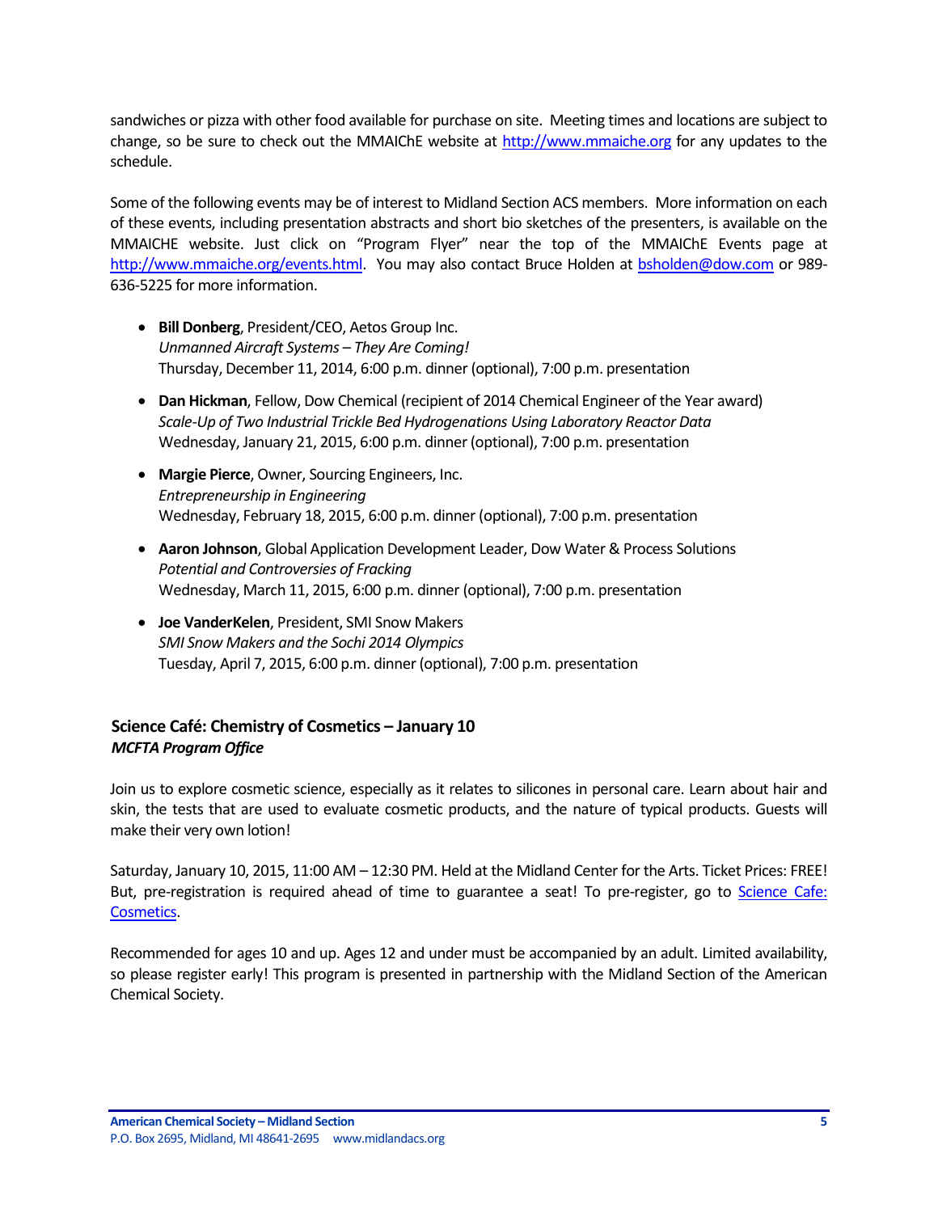sandwiches or pizza with other food available for purchase on site. Meeting times and locations are subject to change, so be sure to check out the MMAIChE website at [http://www.mmaiche.org](http://www.mmaiche.org) for any updates to the schedule.

Some of the following events may be of interest to Midland Section ACS members. More information on each of these events, including presentation abstracts and short bio sketches of the presenters, is available on the MMAICHE website. Just click on "Program Flyer" near the top of the MMAIChE Events page at [http://www.mmaiche.org/events.html](http://www.mmaiche.org/events.html). You may also contact Bruce Holden at [bsholden@dow.com](mailto:bsholden@dow.com) or 989-636-5225 for more information.

- **Bill Donberg**, President/CEO, Aetos Group Inc.
  *Unmanned Aircraft Systems – They Are Coming!*
  Thursday, December 11, 2014, 6:00 p.m. dinner (optional), 7:00 p.m. presentation

- **Dan Hickman**, Fellow, Dow Chemical (recipient of 2014 Chemical Engineer of the Year award)
  *Scale-Up of Two Industrial Trickle Bed Hydrogenations Using Laboratory Reactor Data*
  Wednesday, January 21, 2015, 6:00 p.m. dinner (optional), 7:00 p.m. presentation

- **Margie Pierce**, Owner, Sourcing Engineers, Inc.
  *Entrepreneurship in Engineering*
  Wednesday, February 18, 2015, 6:00 p.m. dinner (optional), 7:00 p.m. presentation

- **Aaron Johnson**, Global Application Development Leader, Dow Water & Process Solutions
  *Potential and Controversies of Fracking*
  Wednesday, March 11, 2015, 6:00 p.m. dinner (optional), 7:00 p.m. presentation

- **Joe VanderKelen**, President, SMI Snow Makers
  *SMI Snow Makers and the Sochi 2014 Olympics*
  Tuesday, April 7, 2015, 6:00 p.m. dinner (optional), 7:00 p.m. presentation

### Science Café: Chemistry of Cosmetics – January 10
***MCFTA Program Office***

Join us to explore cosmetic science, especially as it relates to silicones in personal care. Learn about hair and skin, the tests that are used to evaluate cosmetic products, and the nature of typical products. Guests will make their very own lotion!

Saturday, January 10, 2015, 11:00 AM – 12:30 PM. Held at the Midland Center for the Arts. Ticket Prices: FREE! But, pre-registration is required ahead of time to guarantee a seat! To pre-register, go to Science Cafe: Cosmetics.

Recommended for ages 10 and up. Ages 12 and under must be accompanied by an adult. Limited availability, so please register early! This program is presented in partnership with the Midland Section of the American Chemical Society.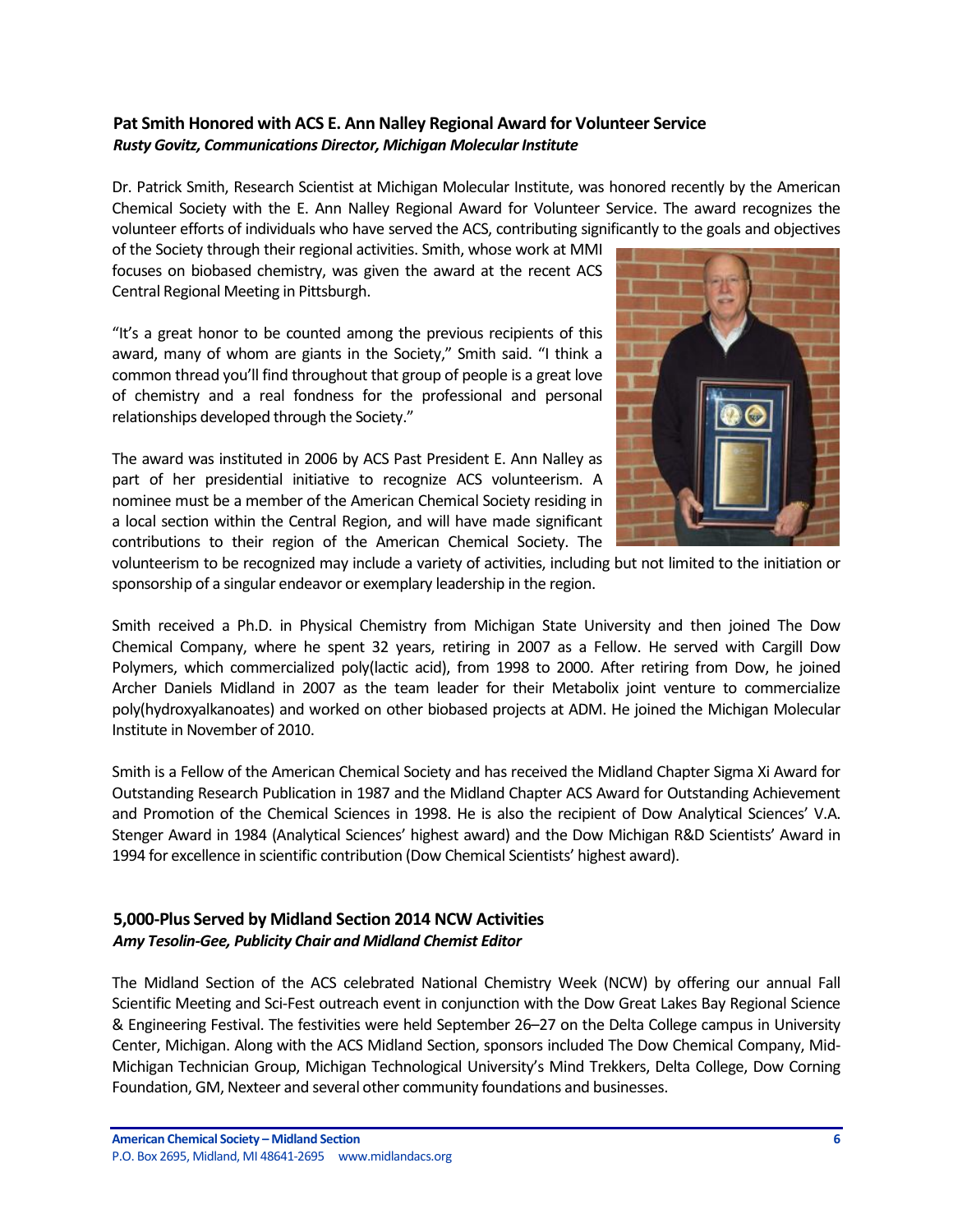## Pat Smith Honored with ACS E. Ann Nalley Regional Award for Volunteer Service

***Rusty Govitz, Communications Director, Michigan Molecular Institute***

Dr. Patrick Smith, Research Scientist at Michigan Molecular Institute, was honored recently by the American Chemical Society with the E. Ann Nalley Regional Award for Volunteer Service. The award recognizes the volunteer efforts of individuals who have served the ACS, contributing significantly to the goals and objectives of the Society through their regional activities. Smith, whose work at MMI focuses on biobased chemistry, was given the award at the recent ACS Central Regional Meeting in Pittsburgh.

"It's a great honor to be counted among the previous recipients of this award, many of whom are giants in the Society," Smith said. "I think a common thread you'll find throughout that group of people is a great love of chemistry and a real fondness for the professional and personal relationships developed through the Society."

The award was instituted in 2006 by ACS Past President E. Ann Nalley as part of her presidential initiative to recognize ACS volunteerism. A nominee must be a member of the American Chemical Society residing in a local section within the Central Region, and will have made significant contributions to their region of the American Chemical Society. The volunteerism to be recognized may include a variety of activities, including but not limited to the initiation or sponsorship of a singular endeavor or exemplary leadership in the region.

Smith received a Ph.D. in Physical Chemistry from Michigan State University and then joined The Dow Chemical Company, where he spent 32 years, retiring in 2007 as a Fellow. He served with Cargill Dow Polymers, which commercialized poly(lactic acid), from 1998 to 2000. After retiring from Dow, he joined Archer Daniels Midland in 2007 as the team leader for their Metabolix joint venture to commercialize poly(hydroxyalkanoates) and worked on other biobased projects at ADM. He joined the Michigan Molecular Institute in November of 2010.

Smith is a Fellow of the American Chemical Society and has received the Midland Chapter Sigma Xi Award for Outstanding Research Publication in 1987 and the Midland Chapter ACS Award for Outstanding Achievement and Promotion of the Chemical Sciences in 1998. He is also the recipient of Dow Analytical Sciences' V.A. Stenger Award in 1984 (Analytical Sciences' highest award) and the Dow Michigan R&D Scientists' Award in 1994 for excellence in scientific contribution (Dow Chemical Scientists' highest award).

## 5,000-Plus Served by Midland Section 2014 NCW Activities

***Amy Tesolin-Gee, Publicity Chair and Midland Chemist Editor***

The Midland Section of the ACS celebrated National Chemistry Week (NCW) by offering our annual Fall Scientific Meeting and Sci-Fest outreach event in conjunction with the Dow Great Lakes Bay Regional Science & Engineering Festival. The festivities were held September 26–27 on the Delta College campus in University Center, Michigan. Along with the ACS Midland Section, sponsors included The Dow Chemical Company, Mid-Michigan Technician Group, Michigan Technological University's Mind Trekkers, Delta College, Dow Corning Foundation, GM, Nexteer and several other community foundations and businesses.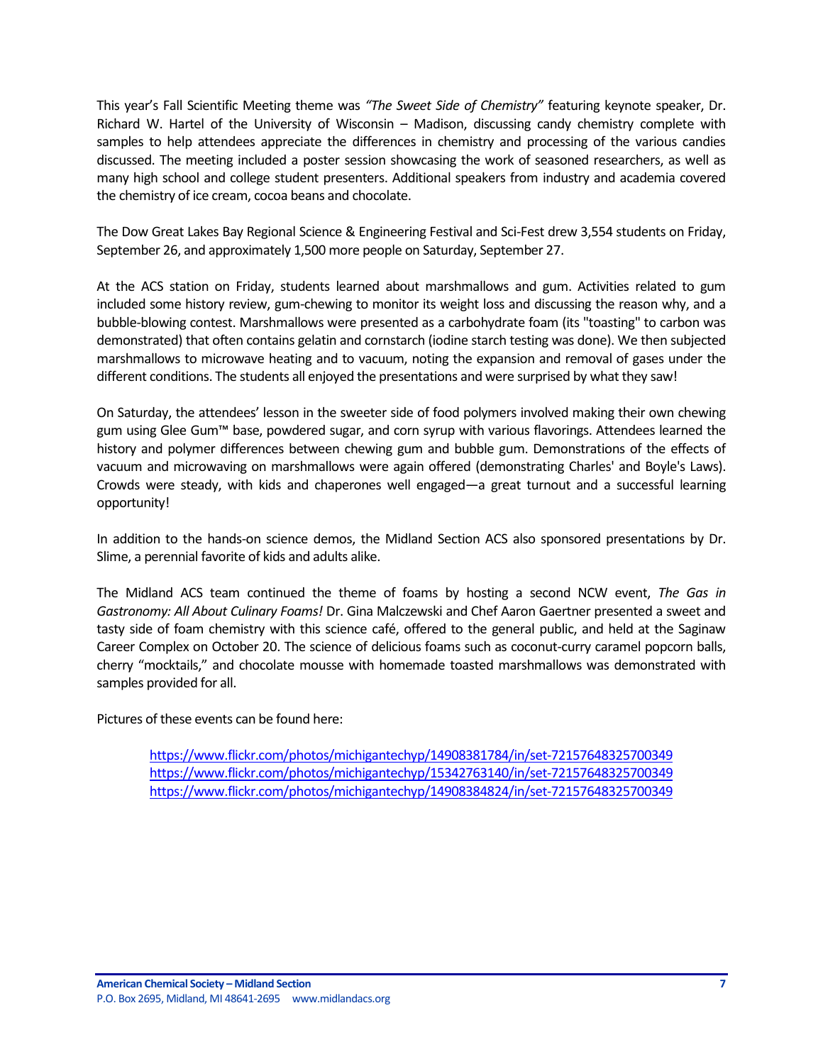This year's Fall Scientific Meeting theme was *"The Sweet Side of Chemistry"* featuring keynote speaker, Dr. Richard W. Hartel of the University of Wisconsin – Madison, discussing candy chemistry complete with samples to help attendees appreciate the differences in chemistry and processing of the various candies discussed. The meeting included a poster session showcasing the work of seasoned researchers, as well as many high school and college student presenters. Additional speakers from industry and academia covered the chemistry of ice cream, cocoa beans and chocolate.

The Dow Great Lakes Bay Regional Science & Engineering Festival and Sci-Fest drew 3,554 students on Friday, September 26, and approximately 1,500 more people on Saturday, September 27.

At the ACS station on Friday, students learned about marshmallows and gum. Activities related to gum included some history review, gum-chewing to monitor its weight loss and discussing the reason why, and a bubble-blowing contest. Marshmallows were presented as a carbohydrate foam (its "toasting" to carbon was demonstrated) that often contains gelatin and cornstarch (iodine starch testing was done). We then subjected marshmallows to microwave heating and to vacuum, noting the expansion and removal of gases under the different conditions. The students all enjoyed the presentations and were surprised by what they saw!

On Saturday, the attendees' lesson in the sweeter side of food polymers involved making their own chewing gum using Glee Gum™ base, powdered sugar, and corn syrup with various flavorings. Attendees learned the history and polymer differences between chewing gum and bubble gum. Demonstrations of the effects of vacuum and microwaving on marshmallows were again offered (demonstrating Charles' and Boyle's Laws). Crowds were steady, with kids and chaperones well engaged—a great turnout and a successful learning opportunity!

In addition to the hands-on science demos, the Midland Section ACS also sponsored presentations by Dr. Slime, a perennial favorite of kids and adults alike.

The Midland ACS team continued the theme of foams by hosting a second NCW event, *The Gas in Gastronomy: All About Culinary Foams!* Dr. Gina Malczewski and Chef Aaron Gaertner presented a sweet and tasty side of foam chemistry with this science café, offered to the general public, and held at the Saginaw Career Complex on October 20. The science of delicious foams such as coconut-curry caramel popcorn balls, cherry "mocktails," and chocolate mousse with homemade toasted marshmallows was demonstrated with samples provided for all.

Pictures of these events can be found here:

> https://www.flickr.com/photos/michigantechyp/14908381784/in/set-72157648325700349
> https://www.flickr.com/photos/michigantechyp/15342763140/in/set-72157648325700349
> https://www.flickr.com/photos/michigantechyp/14908384824/in/set-72157648325700349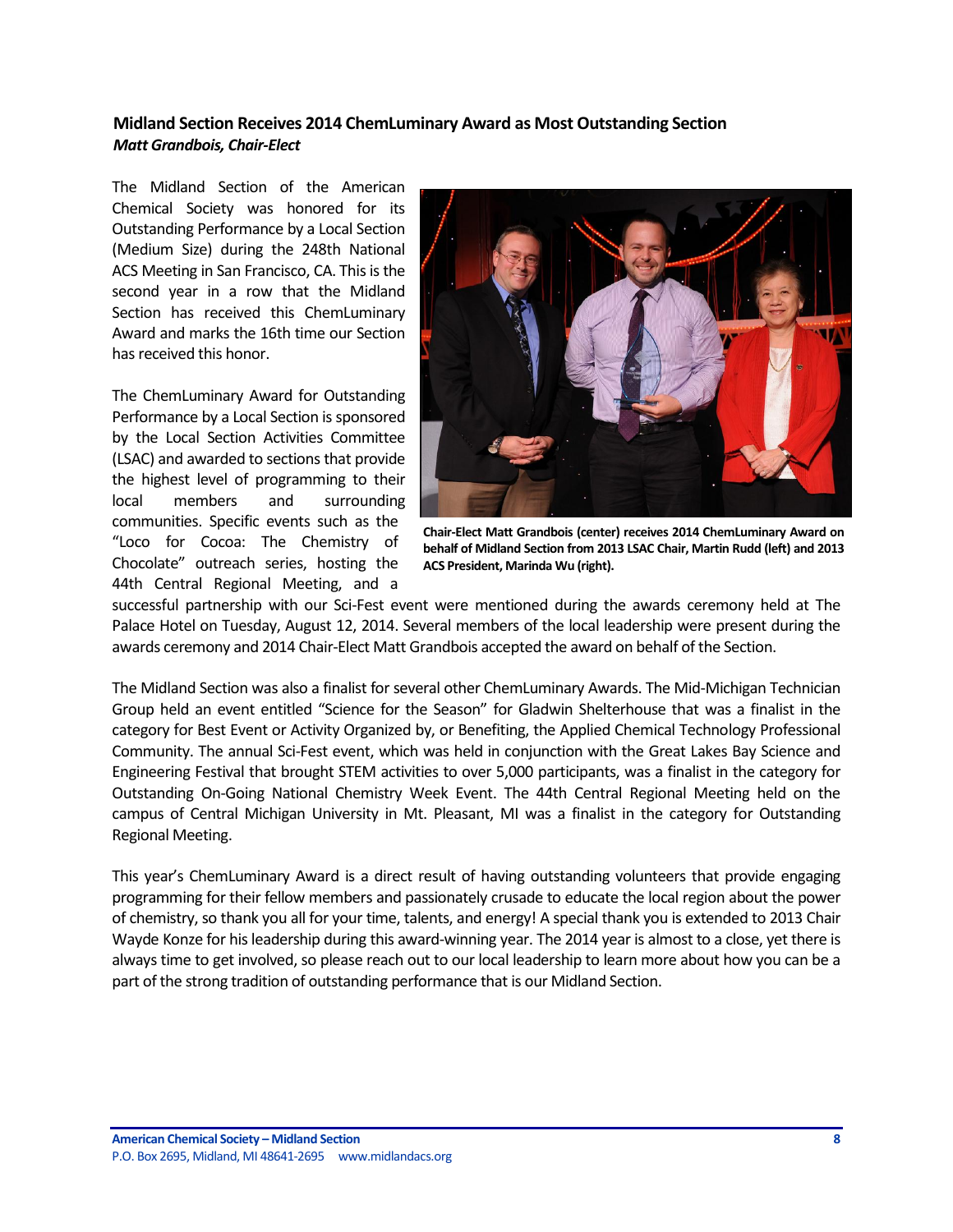## Midland Section Receives 2014 ChemLuminary Award as Most Outstanding Section

***Matt Grandbois, Chair-Elect***

The Midland Section of the American Chemical Society was honored for its Outstanding Performance by a Local Section (Medium Size) during the 248th National ACS Meeting in San Francisco, CA. This is the second year in a row that the Midland Section has received this ChemLuminary Award and marks the 16th time our Section has received this honor.

The ChemLuminary Award for Outstanding Performance by a Local Section is sponsored by the Local Section Activities Committee (LSAC) and awarded to sections that provide the highest level of programming to their local members and surrounding communities. Specific events such as the "Loco for Cocoa: The Chemistry of Chocolate" outreach series, hosting the 44th Central Regional Meeting, and a successful partnership with our Sci-Fest event were mentioned during the awards ceremony held at The Palace Hotel on Tuesday, August 12, 2014. Several members of the local leadership were present during the awards ceremony and 2014 Chair-Elect Matt Grandbois accepted the award on behalf of the Section.

**Chair-Elect Matt Grandbois (center) receives 2014 ChemLuminary Award on behalf of Midland Section from 2013 LSAC Chair, Martin Rudd (left) and 2013 ACS President, Marinda Wu (right).**

The Midland Section was also a finalist for several other ChemLuminary Awards. The Mid-Michigan Technician Group held an event entitled "Science for the Season" for Gladwin Shelterhouse that was a finalist in the category for Best Event or Activity Organized by, or Benefiting, the Applied Chemical Technology Professional Community. The annual Sci-Fest event, which was held in conjunction with the Great Lakes Bay Science and Engineering Festival that brought STEM activities to over 5,000 participants, was a finalist in the category for Outstanding On-Going National Chemistry Week Event. The 44th Central Regional Meeting held on the campus of Central Michigan University in Mt. Pleasant, MI was a finalist in the category for Outstanding Regional Meeting.

This year's ChemLuminary Award is a direct result of having outstanding volunteers that provide engaging programming for their fellow members and passionately crusade to educate the local region about the power of chemistry, so thank you all for your time, talents, and energy! A special thank you is extended to 2013 Chair Wayde Konze for his leadership during this award-winning year. The 2014 year is almost to a close, yet there is always time to get involved, so please reach out to our local leadership to learn more about how you can be a part of the strong tradition of outstanding performance that is our Midland Section.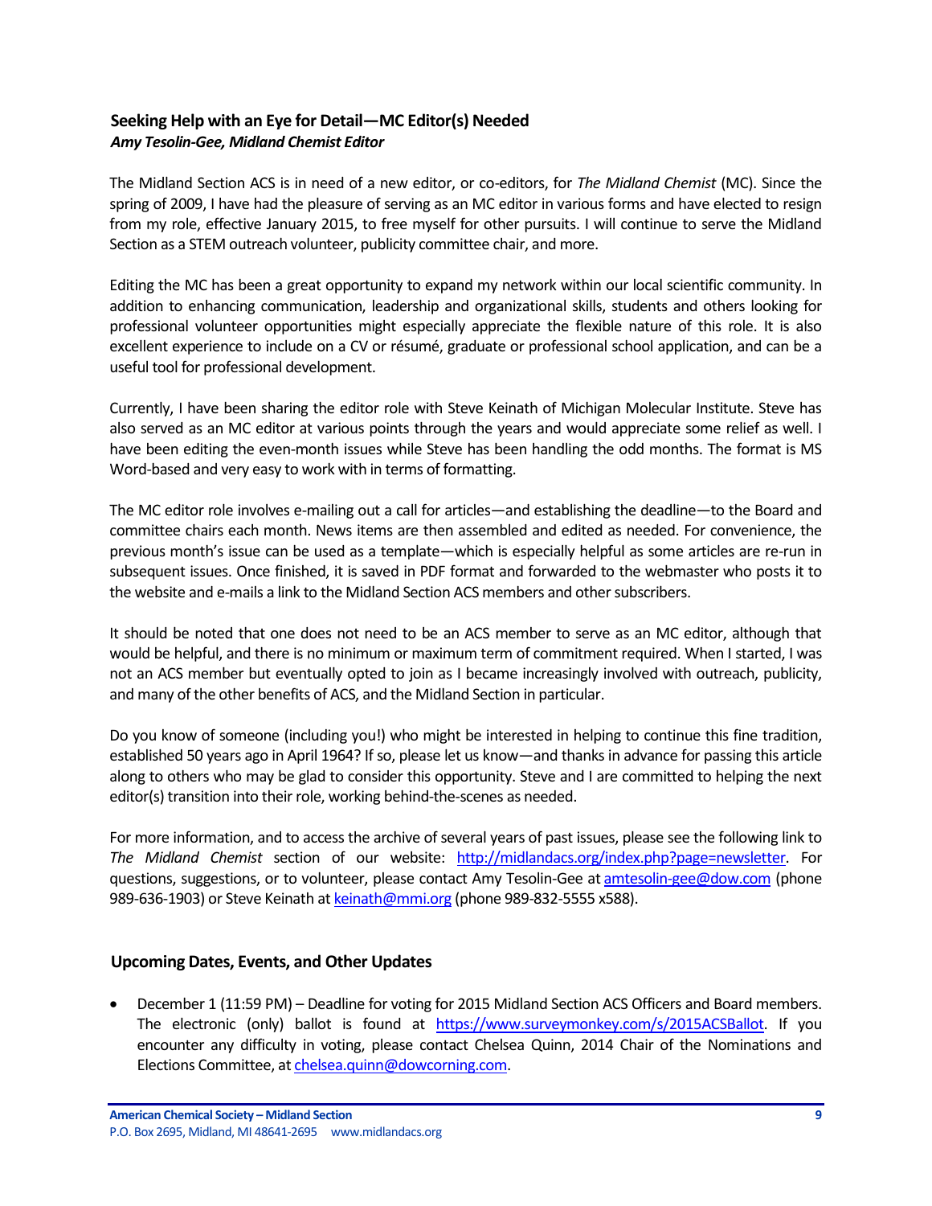### Seeking Help with an Eye for Detail—MC Editor(s) Needed

***Amy Tesolin-Gee, Midland Chemist Editor***

The Midland Section ACS is in need of a new editor, or co-editors, for *The Midland Chemist* (MC). Since the spring of 2009, I have had the pleasure of serving as an MC editor in various forms and have elected to resign from my role, effective January 2015, to free myself for other pursuits. I will continue to serve the Midland Section as a STEM outreach volunteer, publicity committee chair, and more.

Editing the MC has been a great opportunity to expand my network within our local scientific community. In addition to enhancing communication, leadership and organizational skills, students and others looking for professional volunteer opportunities might especially appreciate the flexible nature of this role. It is also excellent experience to include on a CV or résumé, graduate or professional school application, and can be a useful tool for professional development.

Currently, I have been sharing the editor role with Steve Keinath of Michigan Molecular Institute. Steve has also served as an MC editor at various points through the years and would appreciate some relief as well. I have been editing the even-month issues while Steve has been handling the odd months. The format is MS Word-based and very easy to work with in terms of formatting.

The MC editor role involves e-mailing out a call for articles—and establishing the deadline—to the Board and committee chairs each month. News items are then assembled and edited as needed. For convenience, the previous month's issue can be used as a template—which is especially helpful as some articles are re-run in subsequent issues. Once finished, it is saved in PDF format and forwarded to the webmaster who posts it to the website and e-mails a link to the Midland Section ACS members and other subscribers.

It should be noted that one does not need to be an ACS member to serve as an MC editor, although that would be helpful, and there is no minimum or maximum term of commitment required. When I started, I was not an ACS member but eventually opted to join as I became increasingly involved with outreach, publicity, and many of the other benefits of ACS, and the Midland Section in particular.

Do you know of someone (including you!) who might be interested in helping to continue this fine tradition, established 50 years ago in April 1964? If so, please let us know—and thanks in advance for passing this article along to others who may be glad to consider this opportunity. Steve and I are committed to helping the next editor(s) transition into their role, working behind-the-scenes as needed.

For more information, and to access the archive of several years of past issues, please see the following link to *The Midland Chemist* section of our website: http://midlandacs.org/index.php?page=newsletter. For questions, suggestions, or to volunteer, please contact Amy Tesolin-Gee at amtesolin-gee@dow.com (phone 989-636-1903) or Steve Keinath at keinath@mmi.org (phone 989-832-5555 x588).

### Upcoming Dates, Events, and Other Updates

- December 1 (11:59 PM) – Deadline for voting for 2015 Midland Section ACS Officers and Board members. The electronic (only) ballot is found at https://www.surveymonkey.com/s/2015ACSBallot. If you encounter any difficulty in voting, please contact Chelsea Quinn, 2014 Chair of the Nominations and Elections Committee, at chelsea.quinn@dowcorning.com.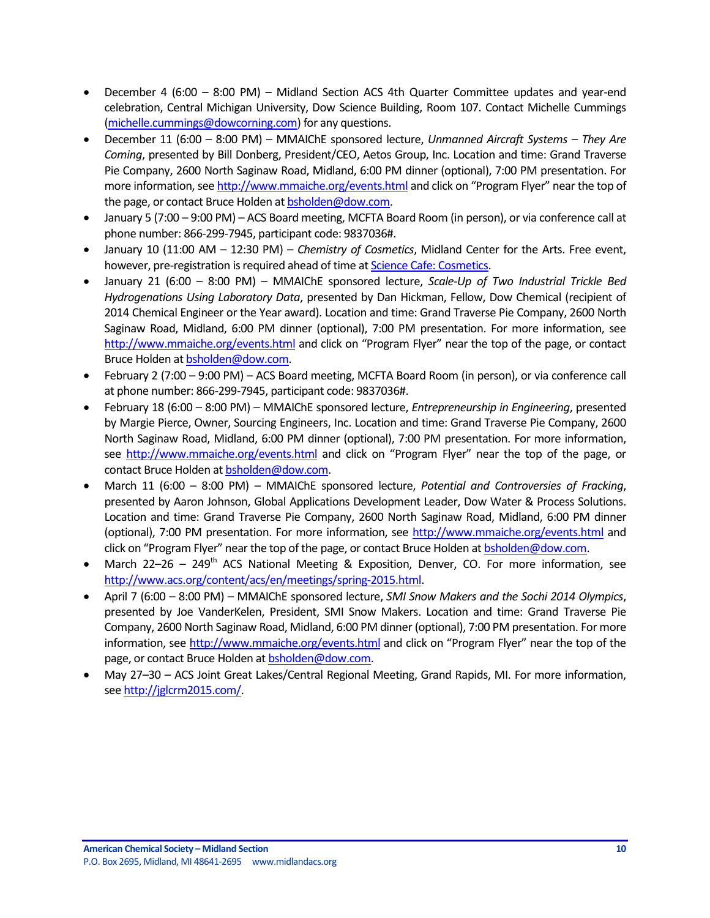- December 4 (6:00 – 8:00 PM) – Midland Section ACS 4th Quarter Committee updates and year-end celebration, Central Michigan University, Dow Science Building, Room 107. Contact Michelle Cummings (michelle.cummings@dowcorning.com) for any questions.
- December 11 (6:00 – 8:00 PM) – MMAIChE sponsored lecture, *Unmanned Aircraft Systems – They Are Coming*, presented by Bill Donberg, President/CEO, Aetos Group, Inc. Location and time: Grand Traverse Pie Company, 2600 North Saginaw Road, Midland, 6:00 PM dinner (optional), 7:00 PM presentation. For more information, see http://www.mmaiche.org/events.html and click on "Program Flyer" near the top of the page, or contact Bruce Holden at bsholden@dow.com.
- January 5 (7:00 – 9:00 PM) – ACS Board meeting, MCFTA Board Room (in person), or via conference call at phone number: 866-299-7945, participant code: 9837036#.
- January 10 (11:00 AM – 12:30 PM) – *Chemistry of Cosmetics*, Midland Center for the Arts. Free event, however, pre-registration is required ahead of time at Science Cafe: Cosmetics.
- January 21 (6:00 – 8:00 PM) – MMAIChE sponsored lecture, *Scale-Up of Two Industrial Trickle Bed Hydrogenations Using Laboratory Data*, presented by Dan Hickman, Fellow, Dow Chemical (recipient of 2014 Chemical Engineer or the Year award). Location and time: Grand Traverse Pie Company, 2600 North Saginaw Road, Midland, 6:00 PM dinner (optional), 7:00 PM presentation. For more information, see http://www.mmaiche.org/events.html and click on "Program Flyer" near the top of the page, or contact Bruce Holden at bsholden@dow.com.
- February 2 (7:00 – 9:00 PM) – ACS Board meeting, MCFTA Board Room (in person), or via conference call at phone number: 866-299-7945, participant code: 9837036#.
- February 18 (6:00 – 8:00 PM) – MMAIChE sponsored lecture, *Entrepreneurship in Engineering*, presented by Margie Pierce, Owner, Sourcing Engineers, Inc. Location and time: Grand Traverse Pie Company, 2600 North Saginaw Road, Midland, 6:00 PM dinner (optional), 7:00 PM presentation. For more information, see http://www.mmaiche.org/events.html and click on "Program Flyer" near the top of the page, or contact Bruce Holden at bsholden@dow.com.
- March 11 (6:00 – 8:00 PM) – MMAIChE sponsored lecture, *Potential and Controversies of Fracking*, presented by Aaron Johnson, Global Applications Development Leader, Dow Water & Process Solutions. Location and time: Grand Traverse Pie Company, 2600 North Saginaw Road, Midland, 6:00 PM dinner (optional), 7:00 PM presentation. For more information, see http://www.mmaiche.org/events.html and click on "Program Flyer" near the top of the page, or contact Bruce Holden at bsholden@dow.com.
- March 22–26 – 249th ACS National Meeting & Exposition, Denver, CO. For more information, see http://www.acs.org/content/acs/en/meetings/spring-2015.html.
- April 7 (6:00 – 8:00 PM) – MMAIChE sponsored lecture, *SMI Snow Makers and the Sochi 2014 Olympics*, presented by Joe VanderKelen, President, SMI Snow Makers. Location and time: Grand Traverse Pie Company, 2600 North Saginaw Road, Midland, 6:00 PM dinner (optional), 7:00 PM presentation. For more information, see http://www.mmaiche.org/events.html and click on "Program Flyer" near the top of the page, or contact Bruce Holden at bsholden@dow.com.
- May 27–30 – ACS Joint Great Lakes/Central Regional Meeting, Grand Rapids, MI. For more information, see http://jglcrm2015.com/.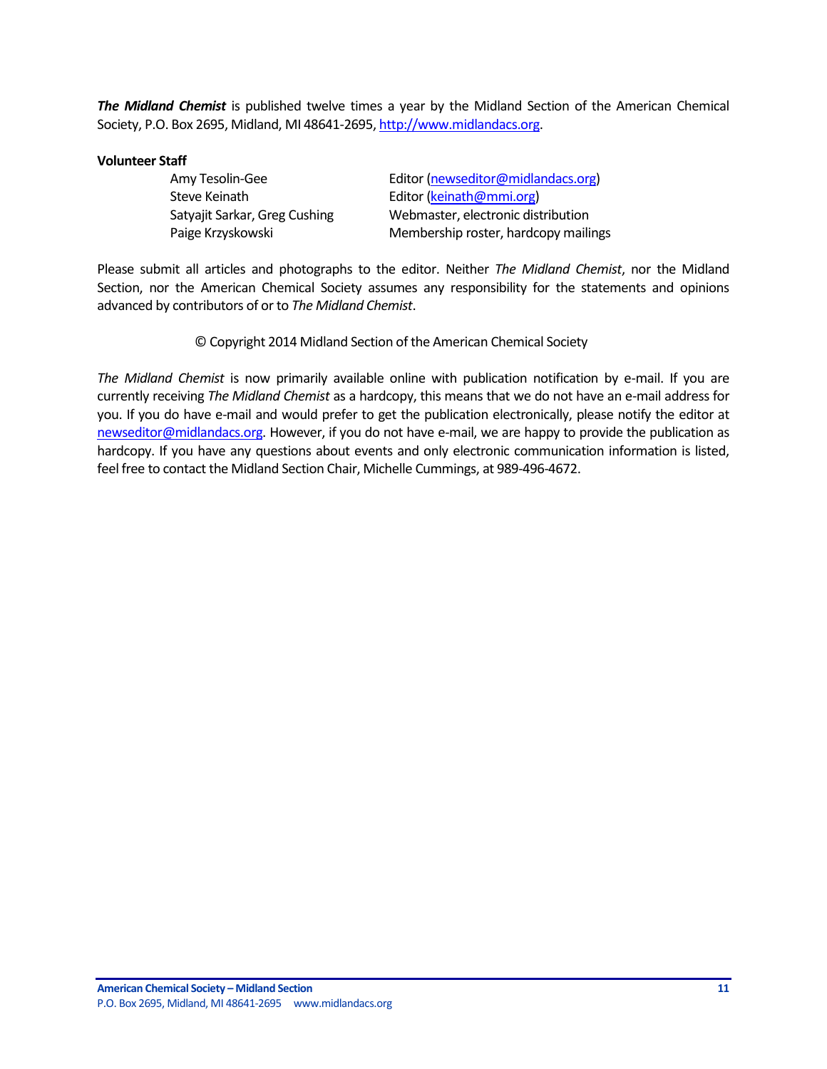***The Midland Chemist*** is published twelve times a year by the Midland Section of the American Chemical Society, P.O. Box 2695, Midland, MI 48641-2695, http://www.midlandacs.org.

**Volunteer Staff**

| | |
|---|---|
| Amy Tesolin-Gee | Editor (newseditor@midlandacs.org) |
| Steve Keinath | Editor (keinath@mmi.org) |
| Satyajit Sarkar, Greg Cushing | Webmaster, electronic distribution |
| Paige Krzyskowski | Membership roster, hardcopy mailings |

Please submit all articles and photographs to the editor. Neither *The Midland Chemist*, nor the Midland Section, nor the American Chemical Society assumes any responsibility for the statements and opinions advanced by contributors of or to *The Midland Chemist*.

© Copyright 2014 Midland Section of the American Chemical Society

*The Midland Chemist* is now primarily available online with publication notification by e-mail. If you are currently receiving *The Midland Chemist* as a hardcopy, this means that we do not have an e-mail address for you. If you do have e-mail and would prefer to get the publication electronically, please notify the editor at newseditor@midlandacs.org. However, if you do not have e-mail, we are happy to provide the publication as hardcopy. If you have any questions about events and only electronic communication information is listed, feel free to contact the Midland Section Chair, Michelle Cummings, at 989-496-4672.